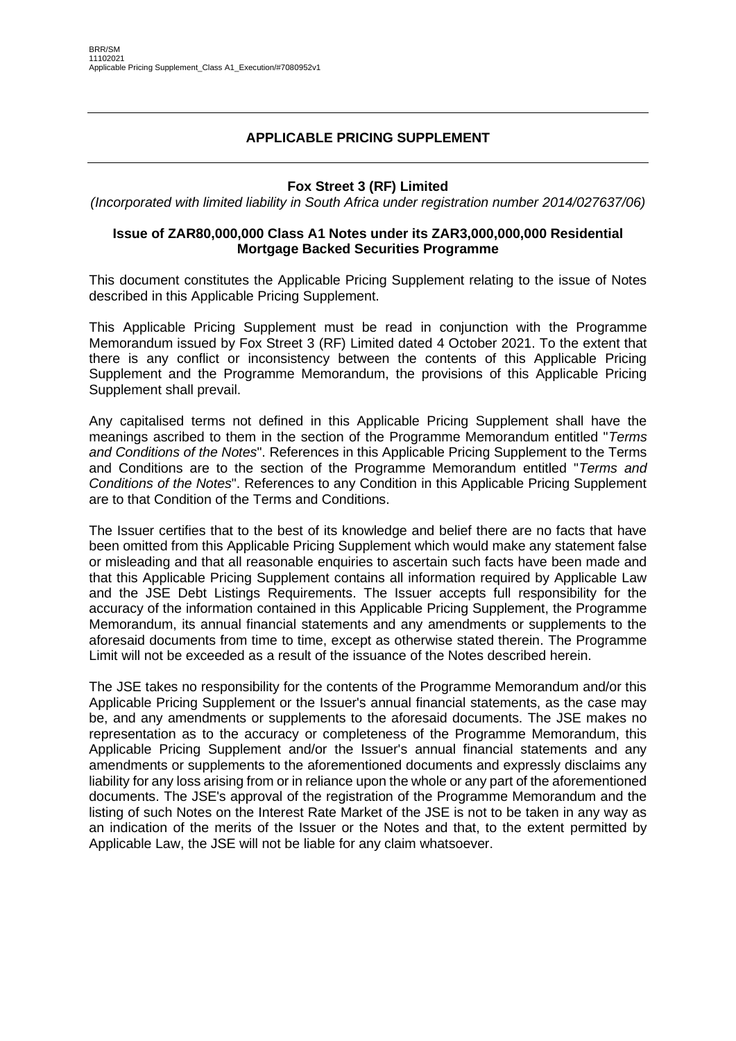BRR/SM
11102021
Applicable Pricing Supplement_Class A1_Execution/#7080952v1

## APPLICABLE PRICING SUPPLEMENT

**Fox Street 3 (RF) Limited**

*(Incorporated with limited liability in South Africa under registration number 2014/027637/06)*

**Issue of ZAR80,000,000 Class A1 Notes under its ZAR3,000,000,000 Residential Mortgage Backed Securities Programme**

This document constitutes the Applicable Pricing Supplement relating to the issue of Notes described in this Applicable Pricing Supplement.

This Applicable Pricing Supplement must be read in conjunction with the Programme Memorandum issued by Fox Street 3 (RF) Limited dated 4 October 2021. To the extent that there is any conflict or inconsistency between the contents of this Applicable Pricing Supplement and the Programme Memorandum, the provisions of this Applicable Pricing Supplement shall prevail.

Any capitalised terms not defined in this Applicable Pricing Supplement shall have the meanings ascribed to them in the section of the Programme Memorandum entitled "*Terms and Conditions of the Notes*". References in this Applicable Pricing Supplement to the Terms and Conditions are to the section of the Programme Memorandum entitled "*Terms and Conditions of the Notes*". References to any Condition in this Applicable Pricing Supplement are to that Condition of the Terms and Conditions.

The Issuer certifies that to the best of its knowledge and belief there are no facts that have been omitted from this Applicable Pricing Supplement which would make any statement false or misleading and that all reasonable enquiries to ascertain such facts have been made and that this Applicable Pricing Supplement contains all information required by Applicable Law and the JSE Debt Listings Requirements. The Issuer accepts full responsibility for the accuracy of the information contained in this Applicable Pricing Supplement, the Programme Memorandum, its annual financial statements and any amendments or supplements to the aforesaid documents from time to time, except as otherwise stated therein. The Programme Limit will not be exceeded as a result of the issuance of the Notes described herein.

The JSE takes no responsibility for the contents of the Programme Memorandum and/or this Applicable Pricing Supplement or the Issuer's annual financial statements, as the case may be, and any amendments or supplements to the aforesaid documents. The JSE makes no representation as to the accuracy or completeness of the Programme Memorandum, this Applicable Pricing Supplement and/or the Issuer's annual financial statements and any amendments or supplements to the aforementioned documents and expressly disclaims any liability for any loss arising from or in reliance upon the whole or any part of the aforementioned documents. The JSE's approval of the registration of the Programme Memorandum and the listing of such Notes on the Interest Rate Market of the JSE is not to be taken in any way as an indication of the merits of the Issuer or the Notes and that, to the extent permitted by Applicable Law, the JSE will not be liable for any claim whatsoever.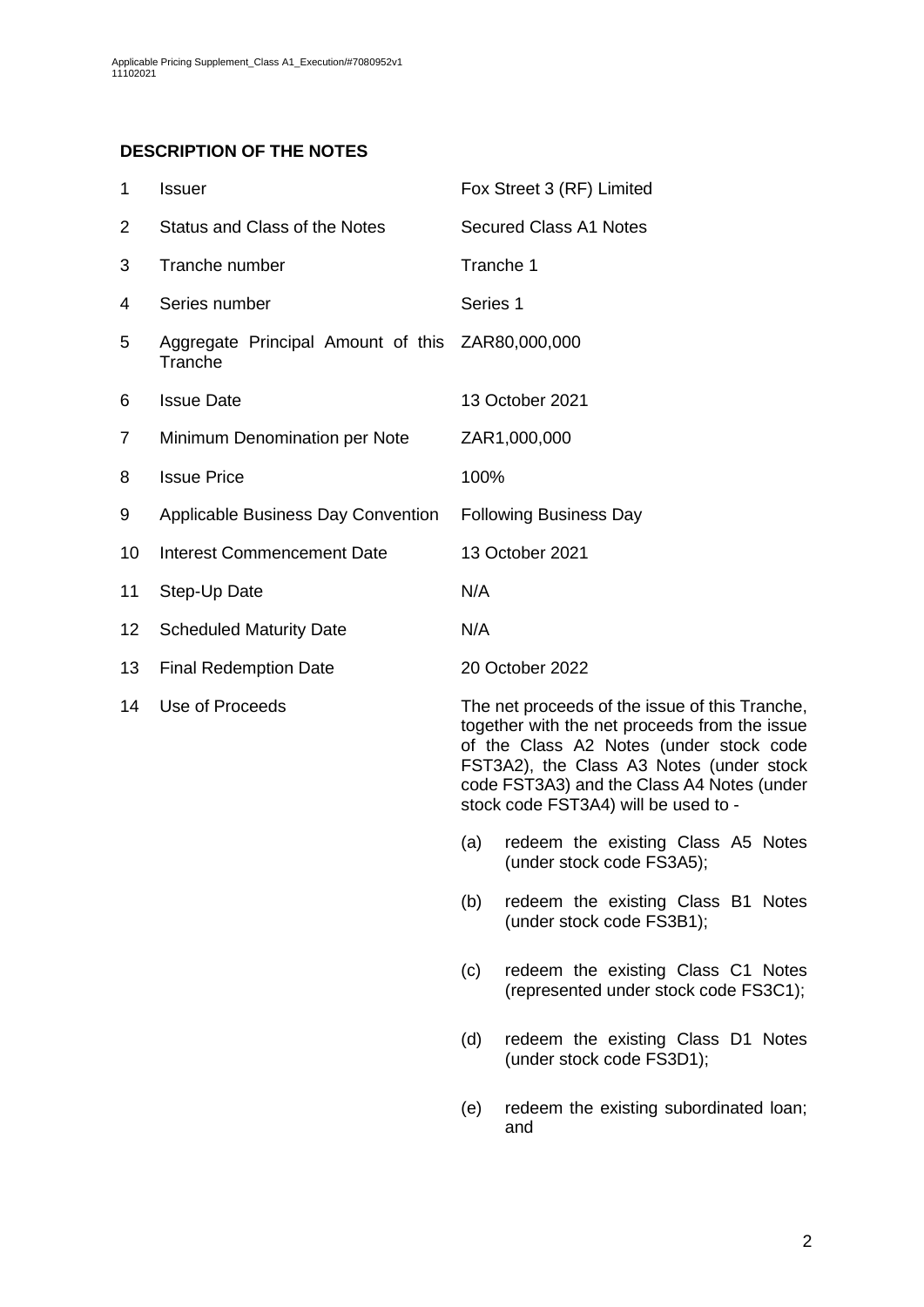## DESCRIPTION OF THE NOTES

| | | |
|---|---|---|
| 1 | Issuer | Fox Street 3 (RF) Limited |
| 2 | Status and Class of the Notes | Secured Class A1 Notes |
| 3 | Tranche number | Tranche 1 |
| 4 | Series number | Series 1 |
| 5 | Aggregate Principal Amount of this Tranche | ZAR80,000,000 |
| 6 | Issue Date | 13 October 2021 |
| 7 | Minimum Denomination per Note | ZAR1,000,000 |
| 8 | Issue Price | 100% |
| 9 | Applicable Business Day Convention | Following Business Day |
| 10 | Interest Commencement Date | 13 October 2021 |
| 11 | Step-Up Date | N/A |
| 12 | Scheduled Maturity Date | N/A |
| 13 | Final Redemption Date | 20 October 2022 |
| 14 | Use of Proceeds | The net proceeds of the issue of this Tranche, together with the net proceeds from the issue of the Class A2 Notes (under stock code FST3A2), the Class A3 Notes (under stock code FST3A3) and the Class A4 Notes (under stock code FST3A4) will be used to -<br>(a) redeem the existing Class A5 Notes (under stock code FS3A5);<br>(b) redeem the existing Class B1 Notes (under stock code FS3B1);<br>(c) redeem the existing Class C1 Notes (represented under stock code FS3C1);<br>(d) redeem the existing Class D1 Notes (under stock code FS3D1);<br>(e) redeem the existing subordinated loan; and |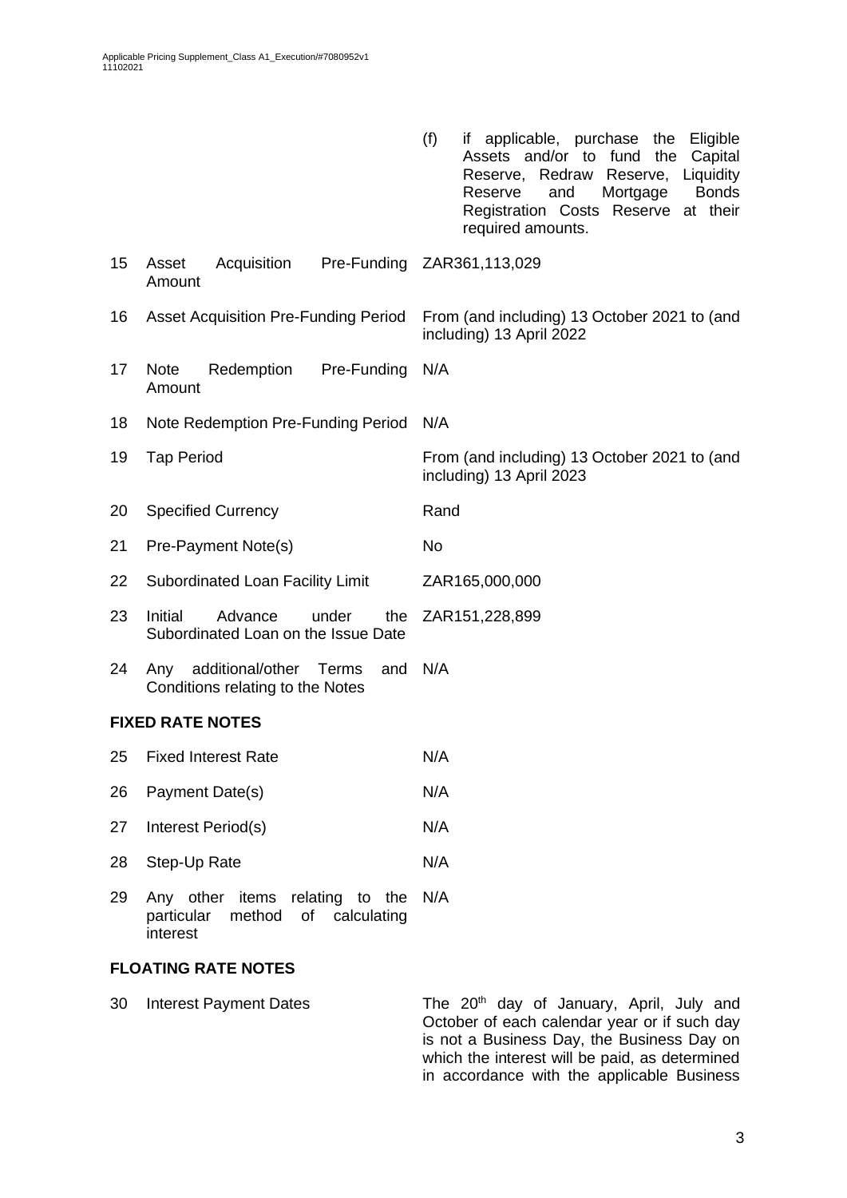| | | |
|---|---|---|
| | | (f) if applicable, purchase the Eligible Assets and/or to fund the Capital Reserve, Redraw Reserve, Liquidity Reserve and Mortgage Bonds Registration Costs Reserve at their required amounts. |
| 15 | Asset Acquisition Pre-Funding Amount | ZAR361,113,029 |
| 16 | Asset Acquisition Pre-Funding Period | From (and including) 13 October 2021 to (and including) 13 April 2022 |
| 17 | Note Redemption Pre-Funding Amount | N/A |
| 18 | Note Redemption Pre-Funding Period | N/A |
| 19 | Tap Period | From (and including) 13 October 2021 to (and including) 13 April 2023 |
| 20 | Specified Currency | Rand |
| 21 | Pre-Payment Note(s) | No |
| 22 | Subordinated Loan Facility Limit | ZAR165,000,000 |
| 23 | Initial Advance under the Subordinated Loan on the Issue Date | ZAR151,228,899 |
| 24 | Any additional/other Terms and Conditions relating to the Notes | N/A |

**FIXED RATE NOTES**

| | | |
|---|---|---|
| 25 | Fixed Interest Rate | N/A |
| 26 | Payment Date(s) | N/A |
| 27 | Interest Period(s) | N/A |
| 28 | Step-Up Rate | N/A |
| 29 | Any other items relating to the particular method of calculating interest | N/A |

**FLOATING RATE NOTES**

| | | |
|---|---|---|
| 30 | Interest Payment Dates | The 20th day of January, April, July and October of each calendar year or if such day is not a Business Day, the Business Day on which the interest will be paid, as determined in accordance with the applicable Business |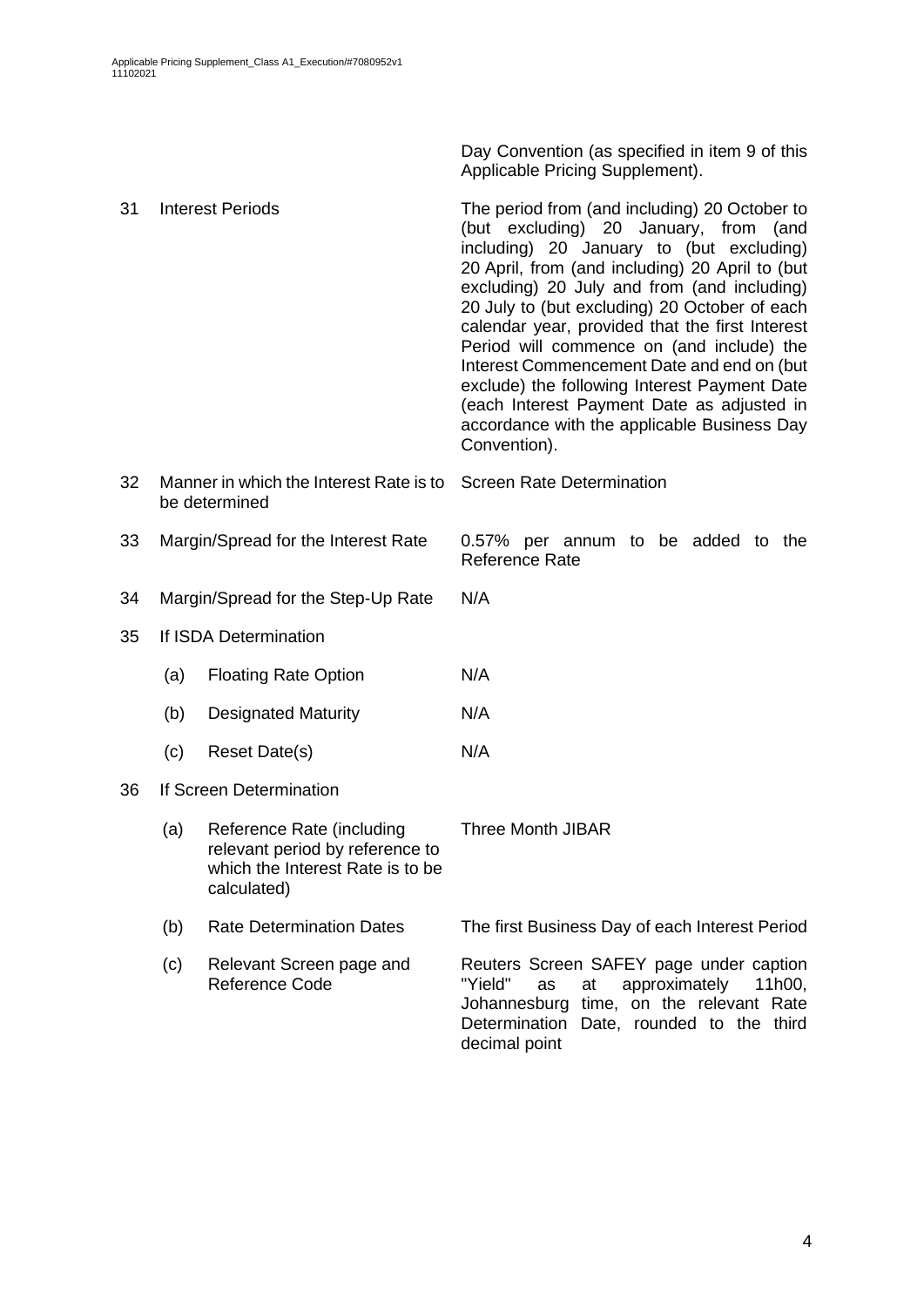| | | |
|---|---|---|
| | | Day Convention (as specified in item 9 of this Applicable Pricing Supplement). |
| 31 | Interest Periods | The period from (and including) 20 October to (but excluding) 20 January, from (and including) 20 January to (but excluding) 20 April, from (and including) 20 April to (but excluding) 20 July and from (and including) 20 July to (but excluding) 20 October of each calendar year, provided that the first Interest Period will commence on (and include) the Interest Commencement Date and end on (but exclude) the following Interest Payment Date (each Interest Payment Date as adjusted in accordance with the applicable Business Day Convention). |
| 32 | Manner in which the Interest Rate is to be determined | Screen Rate Determination |
| 33 | Margin/Spread for the Interest Rate | 0.57% per annum to be added to the Reference Rate |
| 34 | Margin/Spread for the Step-Up Rate | N/A |
| 35 | If ISDA Determination | |
| | (a) Floating Rate Option | N/A |
| | (b) Designated Maturity | N/A |
| | (c) Reset Date(s) | N/A |
| 36 | If Screen Determination | |
| | (a) Reference Rate (including relevant period by reference to which the Interest Rate is to be calculated) | Three Month JIBAR |
| | (b) Rate Determination Dates | The first Business Day of each Interest Period |
| | (c) Relevant Screen page and Reference Code | Reuters Screen SAFEY page under caption "Yield" as at approximately 11h00, Johannesburg time, on the relevant Rate Determination Date, rounded to the third decimal point |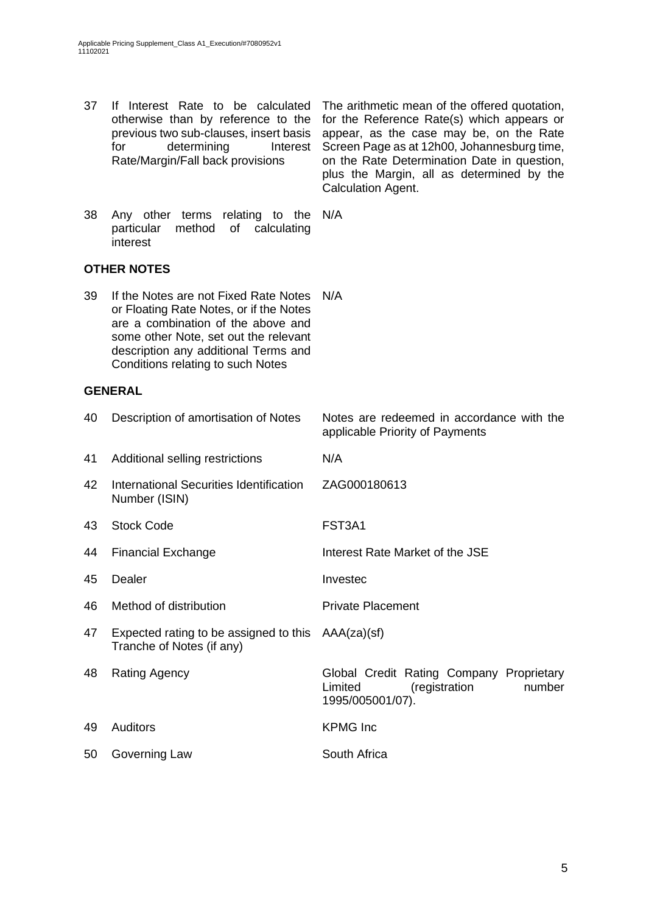| | | |
|---|---|---|
| 37 | If Interest Rate to be calculated otherwise than by reference to the previous two sub-clauses, insert basis for determining Interest Rate/Margin/Fall back provisions | The arithmetic mean of the offered quotation, for the Reference Rate(s) which appears or appear, as the case may be, on the Rate Screen Page as at 12h00, Johannesburg time, on the Rate Determination Date in question, plus the Margin, all as determined by the Calculation Agent. |
| 38 | Any other terms relating to the particular method of calculating interest | N/A |

**OTHER NOTES**

| | | |
|---|---|---|
| 39 | If the Notes are not Fixed Rate Notes or Floating Rate Notes, or if the Notes are a combination of the above and some other Note, set out the relevant description any additional Terms and Conditions relating to such Notes | N/A |

**GENERAL**

| | | |
|---|---|---|
| 40 | Description of amortisation of Notes | Notes are redeemed in accordance with the applicable Priority of Payments |
| 41 | Additional selling restrictions | N/A |
| 42 | International Securities Identification Number (ISIN) | ZAG000180613 |
| 43 | Stock Code | FST3A1 |
| 44 | Financial Exchange | Interest Rate Market of the JSE |
| 45 | Dealer | Investec |
| 46 | Method of distribution | Private Placement |
| 47 | Expected rating to be assigned to this Tranche of Notes (if any) | AAA(za)(sf) |
| 48 | Rating Agency | Global Credit Rating Company Proprietary Limited (registration number 1995/005001/07). |
| 49 | Auditors | KPMG Inc |
| 50 | Governing Law | South Africa |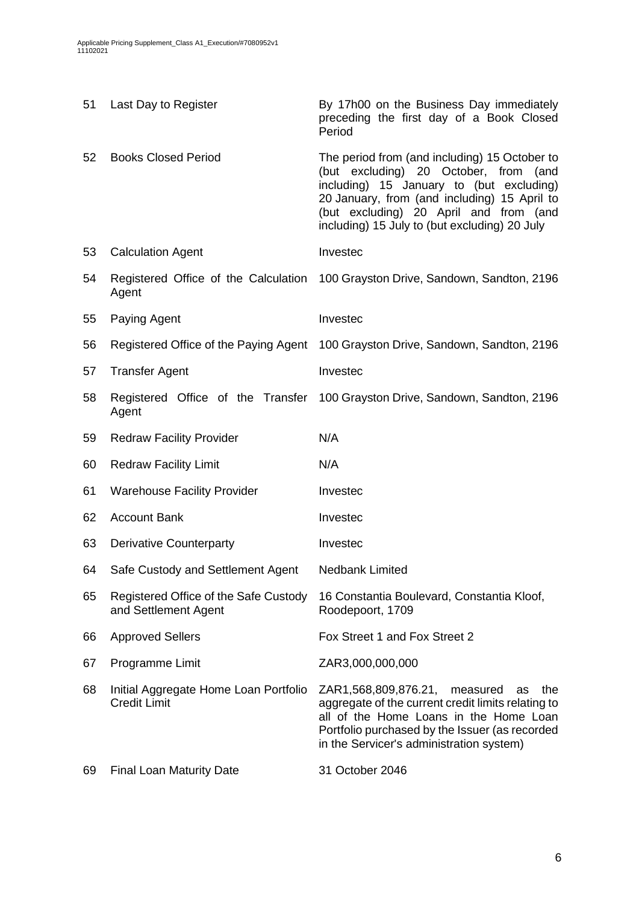| | | |
|---|---|---|
| 51 | Last Day to Register | By 17h00 on the Business Day immediately preceding the first day of a Book Closed Period |
| 52 | Books Closed Period | The period from (and including) 15 October to (but excluding) 20 October, from (and including) 15 January to (but excluding) 20 January, from (and including) 15 April to (but excluding) 20 April and from (and including) 15 July to (but excluding) 20 July |
| 53 | Calculation Agent | Investec |
| 54 | Registered Office of the Calculation Agent | 100 Grayston Drive, Sandown, Sandton, 2196 |
| 55 | Paying Agent | Investec |
| 56 | Registered Office of the Paying Agent | 100 Grayston Drive, Sandown, Sandton, 2196 |
| 57 | Transfer Agent | Investec |
| 58 | Registered Office of the Transfer Agent | 100 Grayston Drive, Sandown, Sandton, 2196 |
| 59 | Redraw Facility Provider | N/A |
| 60 | Redraw Facility Limit | N/A |
| 61 | Warehouse Facility Provider | Investec |
| 62 | Account Bank | Investec |
| 63 | Derivative Counterparty | Investec |
| 64 | Safe Custody and Settlement Agent | Nedbank Limited |
| 65 | Registered Office of the Safe Custody and Settlement Agent | 16 Constantia Boulevard, Constantia Kloof, Roodepoort, 1709 |
| 66 | Approved Sellers | Fox Street 1 and Fox Street 2 |
| 67 | Programme Limit | ZAR3,000,000,000 |
| 68 | Initial Aggregate Home Loan Portfolio Credit Limit | ZAR1,568,809,876.21, measured as the aggregate of the current credit limits relating to all of the Home Loans in the Home Loan Portfolio purchased by the Issuer (as recorded in the Servicer's administration system) |
| 69 | Final Loan Maturity Date | 31 October 2046 |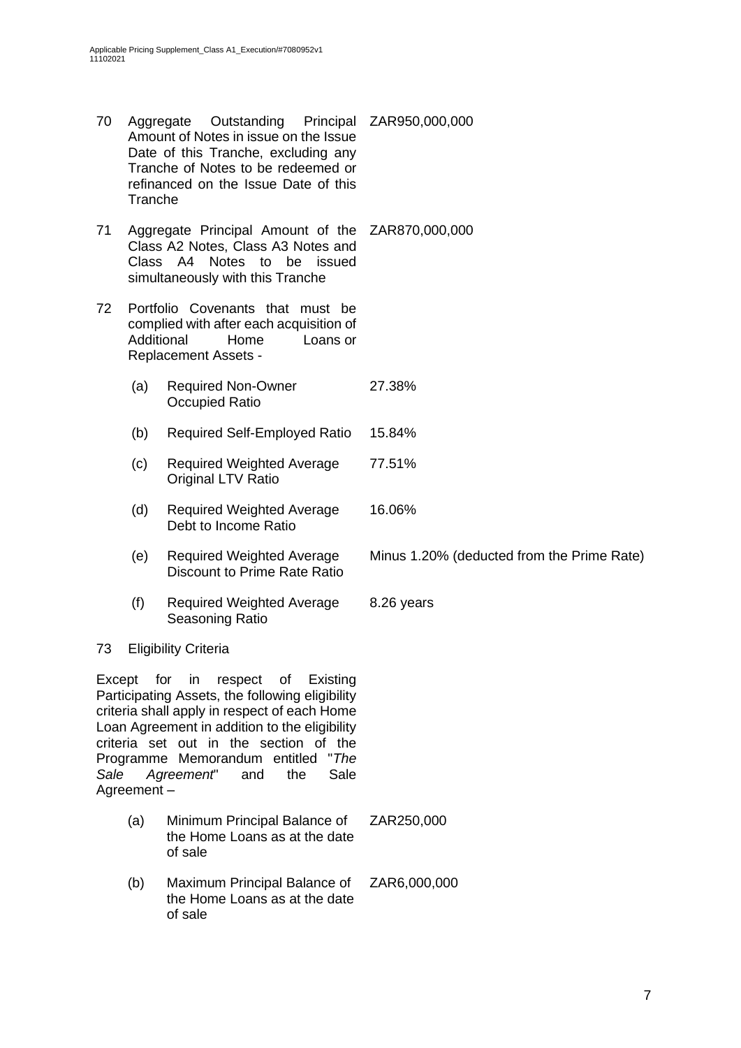| | | |
|---|---|---|
| 70 | Aggregate Outstanding Principal Amount of Notes in issue on the Issue Date of this Tranche, excluding any Tranche of Notes to be redeemed or refinanced on the Issue Date of this Tranche | ZAR950,000,000 |
| 71 | Aggregate Principal Amount of the Class A2 Notes, Class A3 Notes and Class A4 Notes to be issued simultaneously with this Tranche | ZAR870,000,000 |
| 72 | Portfolio Covenants that must be complied with after each acquisition of Additional Home Loans or Replacement Assets - | |

| | | |
|---|---|---|
| (a) | Required Non-Owner Occupied Ratio | 27.38% |
| (b) | Required Self-Employed Ratio | 15.84% |
| (c) | Required Weighted Average Original LTV Ratio | 77.51% |
| (d) | Required Weighted Average Debt to Income Ratio | 16.06% |
| (e) | Required Weighted Average Discount to Prime Rate Ratio | Minus 1.20% (deducted from the Prime Rate) |
| (f) | Required Weighted Average Seasoning Ratio | 8.26 years |

73 Eligibility Criteria

Except for in respect of Existing Participating Assets, the following eligibility criteria shall apply in respect of each Home Loan Agreement in addition to the eligibility criteria set out in the section of the Programme Memorandum entitled "*The Sale Agreement*" and the Sale Agreement –

| | | |
|---|---|---|
| (a) | Minimum Principal Balance of the Home Loans as at the date of sale | ZAR250,000 |
| (b) | Maximum Principal Balance of the Home Loans as at the date of sale | ZAR6,000,000 |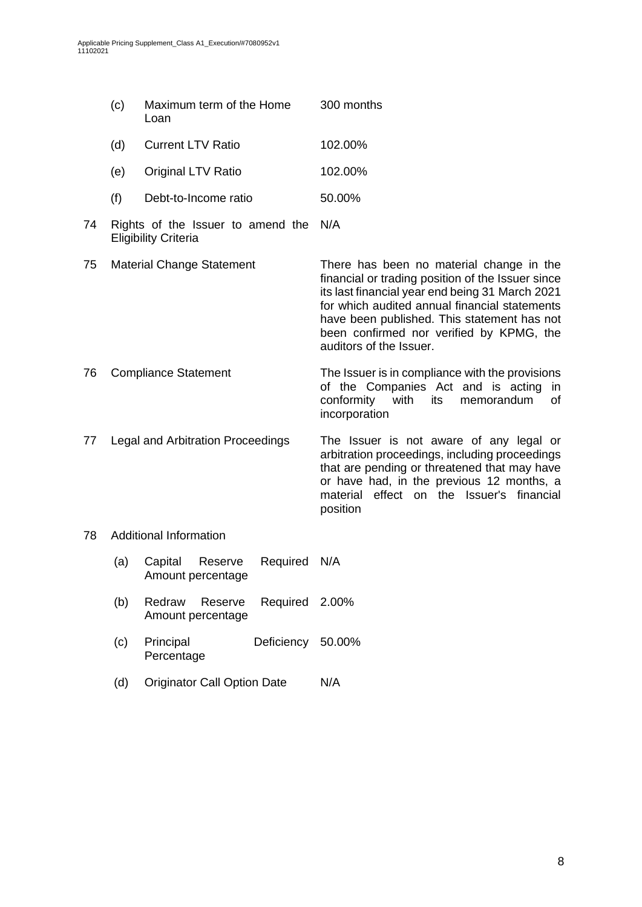| | | |
|---|---|---|
| | (c) Maximum term of the Home Loan | 300 months |
| | (d) Current LTV Ratio | 102.00% |
| | (e) Original LTV Ratio | 102.00% |
| | (f) Debt-to-Income ratio | 50.00% |
| 74 | Rights of the Issuer to amend the Eligibility Criteria | N/A |
| 75 | Material Change Statement | There has been no material change in the financial or trading position of the Issuer since its last financial year end being 31 March 2021 for which audited annual financial statements have been published. This statement has not been confirmed nor verified by KPMG, the auditors of the Issuer. |
| 76 | Compliance Statement | The Issuer is in compliance with the provisions of the Companies Act and is acting in conformity with its memorandum of incorporation |
| 77 | Legal and Arbitration Proceedings | The Issuer is not aware of any legal or arbitration proceedings, including proceedings that are pending or threatened that may have or have had, in the previous 12 months, a material effect on the Issuer's financial position |
| 78 | Additional Information | |
| | (a) Capital Reserve Required Amount percentage | N/A |
| | (b) Redraw Reserve Required Amount percentage | 2.00% |
| | (c) Principal Deficiency Percentage | 50.00% |
| | (d) Originator Call Option Date | N/A |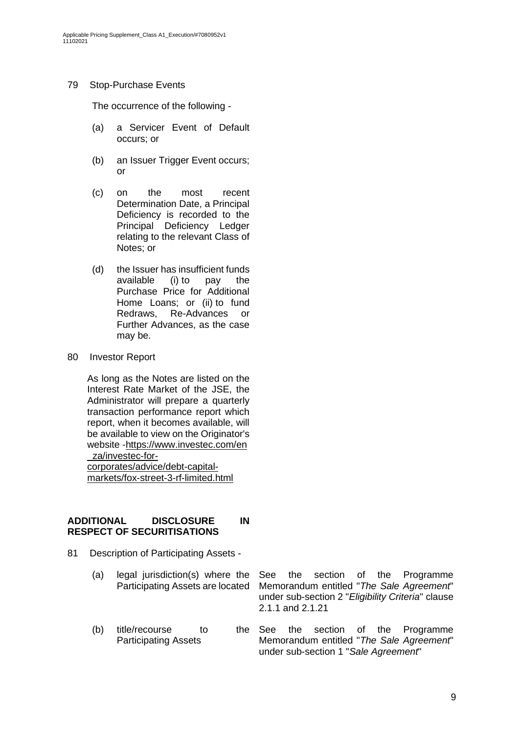79 Stop-Purchase Events

The occurrence of the following -

(a) a Servicer Event of Default occurs; or

(b) an Issuer Trigger Event occurs; or

(c) on the most recent Determination Date, a Principal Deficiency is recorded to the Principal Deficiency Ledger relating to the relevant Class of Notes; or

(d) the Issuer has insufficient funds available (i) to pay the Purchase Price for Additional Home Loans; or (ii) to fund Redraws, Re-Advances or Further Advances, as the case may be.

80 Investor Report

As long as the Notes are listed on the Interest Rate Market of the JSE, the Administrator will prepare a quarterly transaction performance report which report, when it becomes available, will be available to view on the Originator's website -https://www.investec.com/en_za/investec-for-corporates/advice/debt-capital-markets/fox-street-3-rf-limited.html

**ADDITIONAL DISCLOSURE IN RESPECT OF SECURITISATIONS**

81 Description of Participating Assets -

| | |
|---|---|
| (a) legal jurisdiction(s) where the Participating Assets are located | See the section of the Programme Memorandum entitled "*The Sale Agreement*" under sub-section 2 "*Eligibility Criteria*" clause 2.1.1 and 2.1.21 |
| (b) title/recourse to the Participating Assets | See the section of the Programme Memorandum entitled "*The Sale Agreement*" under sub-section 1 "*Sale Agreement*" |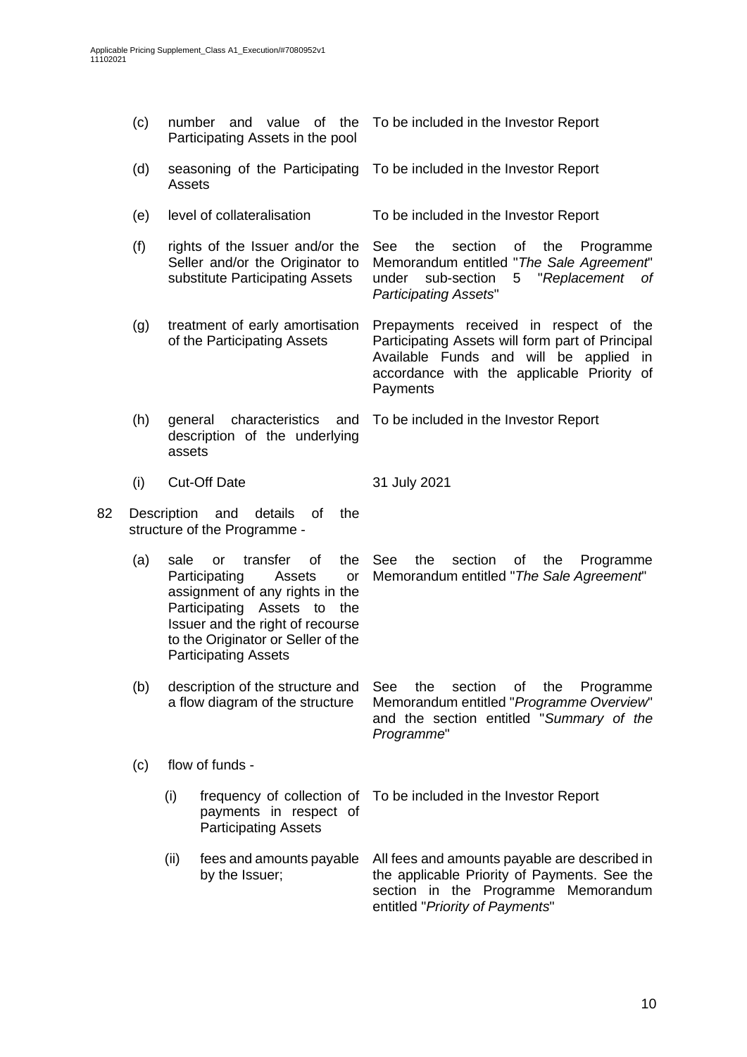| | | |
|---|---|---|
| (c) | number and value of the Participating Assets in the pool | To be included in the Investor Report |
| (d) | seasoning of the Participating Assets | To be included in the Investor Report |
| (e) | level of collateralisation | To be included in the Investor Report |
| (f) | rights of the Issuer and/or the Seller and/or the Originator to substitute Participating Assets | See the section of the Programme Memorandum entitled "*The Sale Agreement*" under sub-section 5 "*Replacement of Participating Assets*" |
| (g) | treatment of early amortisation of the Participating Assets | Prepayments received in respect of the Participating Assets will form part of Principal Available Funds and will be applied in accordance with the applicable Priority of Payments |
| (h) | general characteristics and description of the underlying assets | To be included in the Investor Report |
| (i) | Cut-Off Date | 31 July 2021 |

82 Description and details of the structure of the Programme -

| | | |
|---|---|---|
| (a) | sale or transfer of the Participating Assets or assignment of any rights in the Participating Assets to the Issuer and the right of recourse to the Originator or Seller of the Participating Assets | See the section of the Programme Memorandum entitled "*The Sale Agreement*" |
| (b) | description of the structure and a flow diagram of the structure | See the section of the Programme Memorandum entitled "*Programme Overview*" and the section entitled "*Summary of the Programme*" |

(c) flow of funds -

| | | |
|---|---|---|
| (i) | frequency of collection of payments in respect of Participating Assets | To be included in the Investor Report |
| (ii) | fees and amounts payable by the Issuer; | All fees and amounts payable are described in the applicable Priority of Payments. See the section in the Programme Memorandum entitled "*Priority of Payments*" |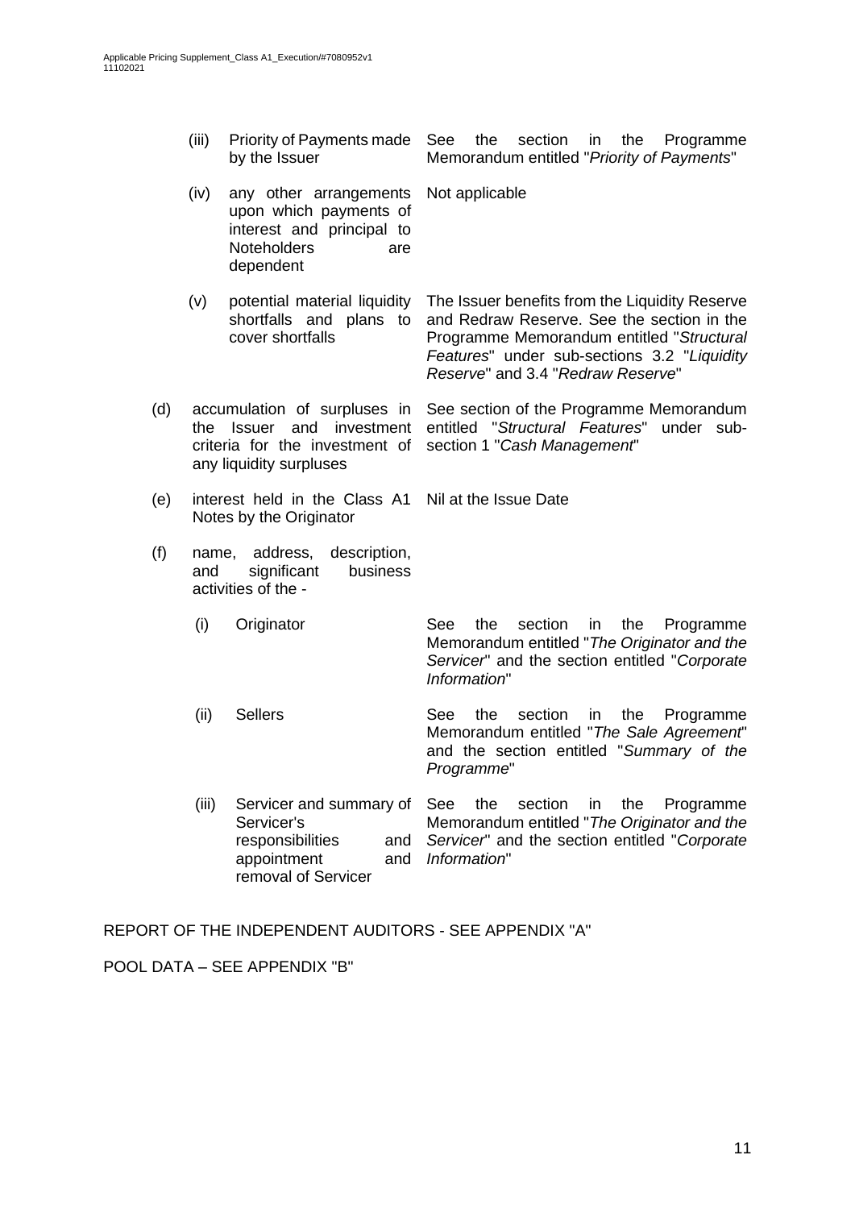| | | |
|---|---|---|
| (iii) | Priority of Payments made by the Issuer | See the section in the Programme Memorandum entitled "*Priority of Payments*" |
| (iv) | any other arrangements upon which payments of interest and principal to Noteholders are dependent | Not applicable |
| (v) | potential material liquidity shortfalls and plans to cover shortfalls | The Issuer benefits from the Liquidity Reserve and Redraw Reserve. See the section in the Programme Memorandum entitled "*Structural Features*" under sub-sections 3.2 "*Liquidity Reserve*" and 3.4 "*Redraw Reserve*" |

| | | |
|---|---|---|
| (d) | accumulation of surpluses in the Issuer and investment criteria for the investment of any liquidity surpluses | See section of the Programme Memorandum entitled "*Structural Features*" under sub-section 1 "*Cash Management*" |
| (e) | interest held in the Class A1 Notes by the Originator | Nil at the Issue Date |
| (f) | name, address, description, and significant business activities of the - | |

| | | |
|---|---|---|
| (i) | Originator | See the section in the Programme Memorandum entitled "*The Originator and the Servicer*" and the section entitled "*Corporate Information*" |
| (ii) | Sellers | See the section in the Programme Memorandum entitled "*The Sale Agreement*" and the section entitled "*Summary of the Programme*" |
| (iii) | Servicer and summary of Servicer's responsibilities and appointment and removal of Servicer | See the section in the Programme Memorandum entitled "*The Originator and the Servicer*" and the section entitled "*Corporate Information*" |

REPORT OF THE INDEPENDENT AUDITORS - SEE APPENDIX "A"

POOL DATA – SEE APPENDIX "B"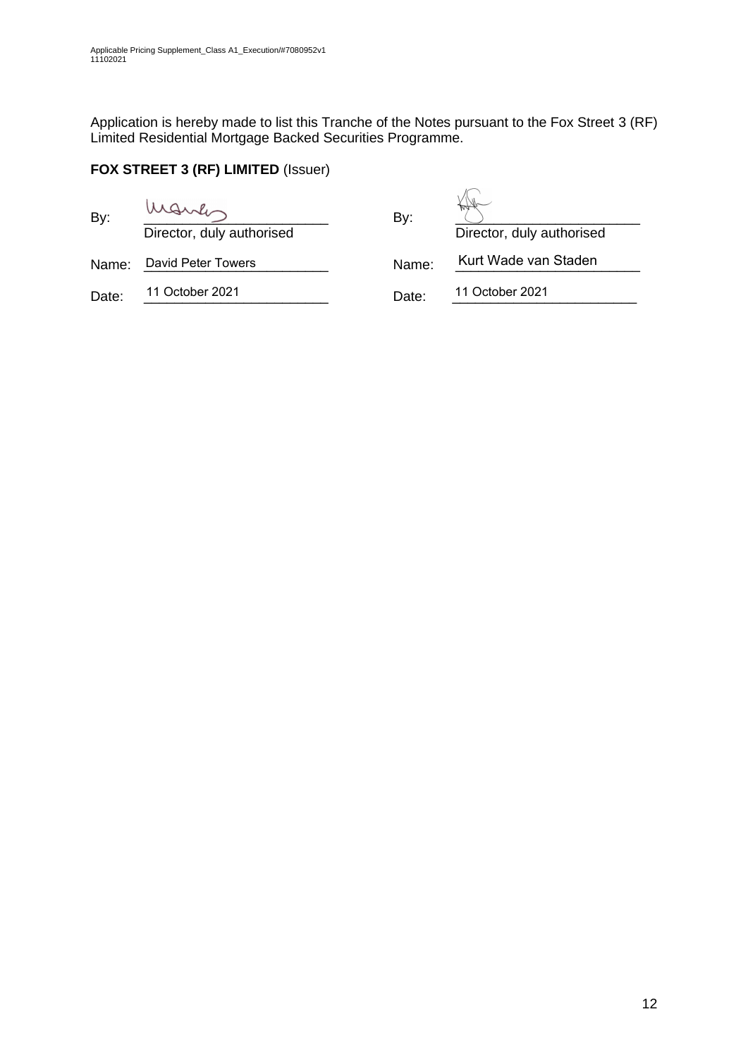Application is hereby made to list this Tranche of the Notes pursuant to the Fox Street 3 (RF) Limited Residential Mortgage Backed Securities Programme.

**FOX STREET 3 (RF) LIMITED** (Issuer)

| | | | |
|---|---|---|---|
| By: | _________________________ Director, duly authorised | By: | _________________________ Director, duly authorised |
| Name: | David Peter Towers | Name: | Kurt Wade van Staden |
| Date: | 11 October 2021 | Date: | 11 October 2021 |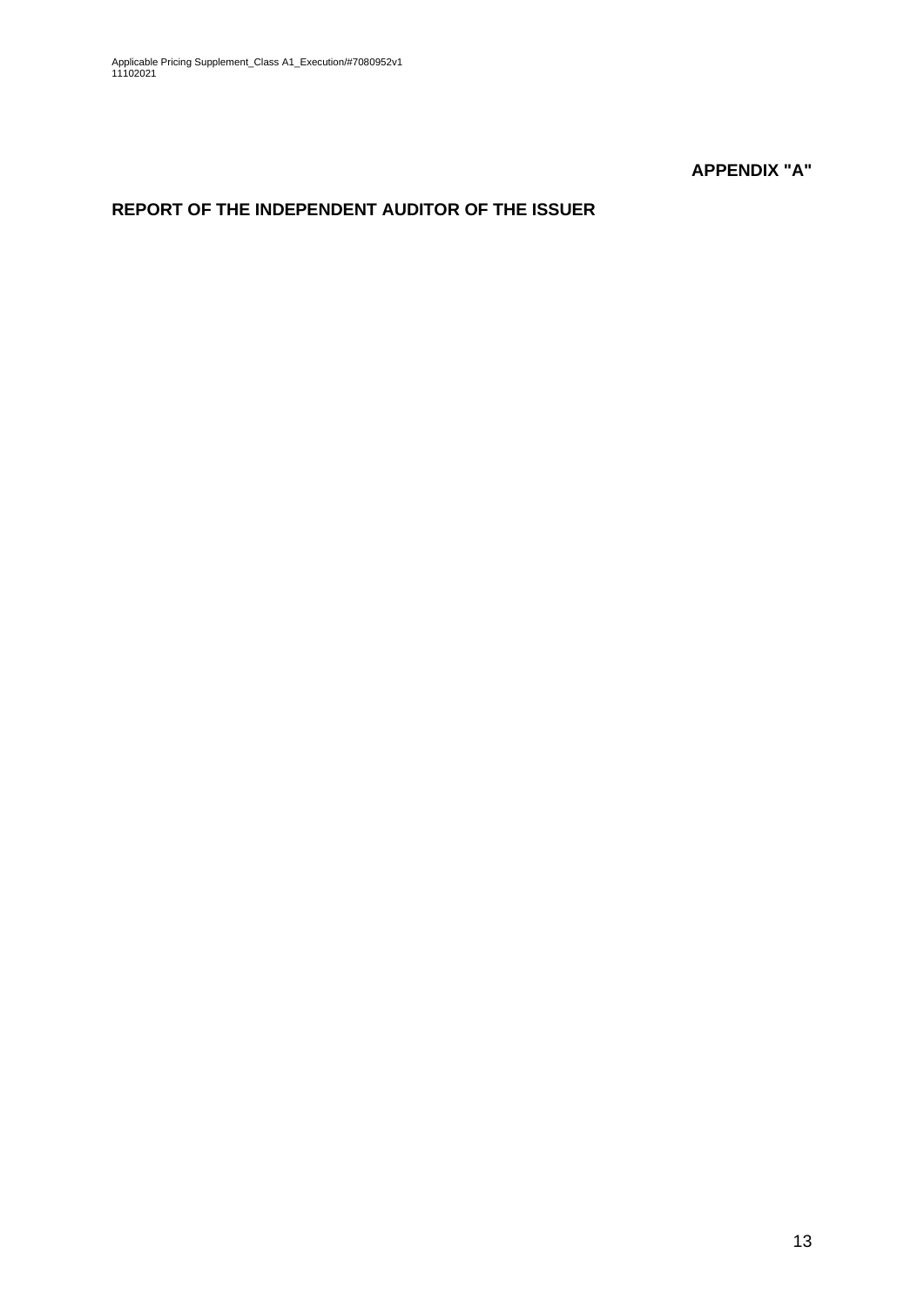**APPENDIX "A"**

**REPORT OF THE INDEPENDENT AUDITOR OF THE ISSUER**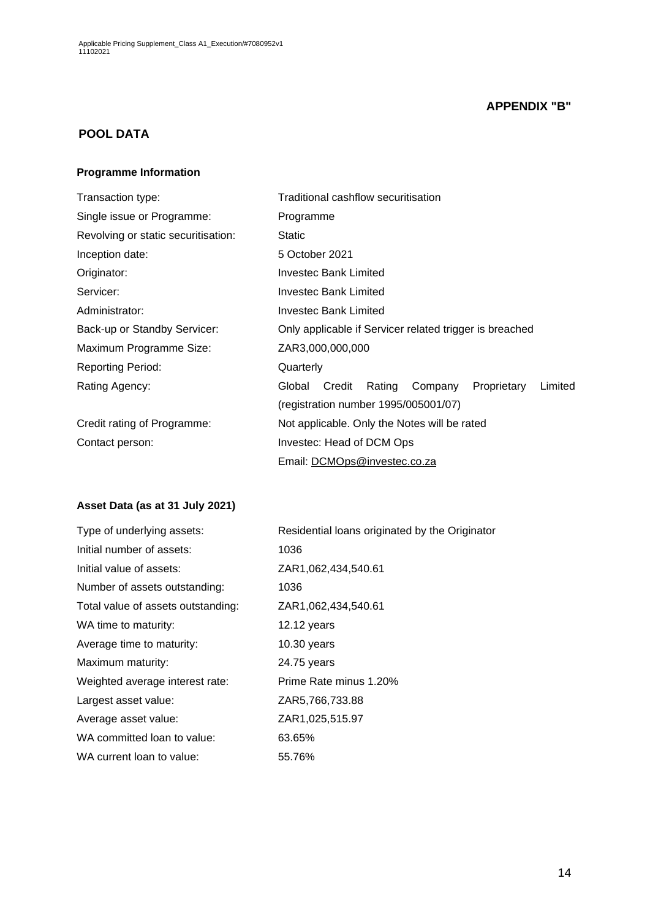**APPENDIX "B"**

## POOL DATA

### Programme Information

| | |
|---|---|
| Transaction type: | Traditional cashflow securitisation |
| Single issue or Programme: | Programme |
| Revolving or static securitisation: | Static |
| Inception date: | 5 October 2021 |
| Originator: | Investec Bank Limited |
| Servicer: | Investec Bank Limited |
| Administrator: | Investec Bank Limited |
| Back-up or Standby Servicer: | Only applicable if Servicer related trigger is breached |
| Maximum Programme Size: | ZAR3,000,000,000 |
| Reporting Period: | Quarterly |
| Rating Agency: | Global Credit Rating Company Proprietary Limited (registration number 1995/005001/07) |
| Credit rating of Programme: | Not applicable. Only the Notes will be rated |
| Contact person: | Investec: Head of DCM Ops<br>Email: DCMOps@investec.co.za |

### Asset Data (as at 31 July 2021)

| | |
|---|---|
| Type of underlying assets: | Residential loans originated by the Originator |
| Initial number of assets: | 1036 |
| Initial value of assets: | ZAR1,062,434,540.61 |
| Number of assets outstanding: | 1036 |
| Total value of assets outstanding: | ZAR1,062,434,540.61 |
| WA time to maturity: | 12.12 years |
| Average time to maturity: | 10.30 years |
| Maximum maturity: | 24.75 years |
| Weighted average interest rate: | Prime Rate minus 1.20% |
| Largest asset value: | ZAR5,766,733.88 |
| Average asset value: | ZAR1,025,515.97 |
| WA committed loan to value: | 63.65% |
| WA current loan to value: | 55.76% |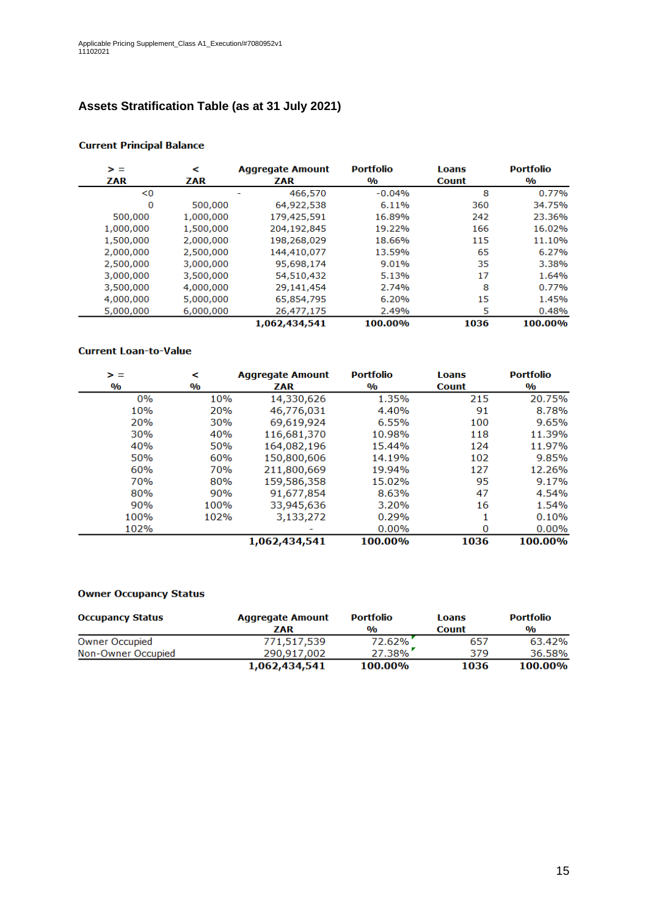Applicable Pricing Supplement_Class A1_Execution/#7080952v1
11102021

## Assets Stratification Table (as at 31 July 2021)

### Current Principal Balance

| > = ZAR | < ZAR | Aggregate Amount ZAR | Portfolio % | Loans Count | Portfolio % |
|---|---|---|---|---|---|
| <0 | | 466,570 | -0.04% | 8 | 0.77% |
| 0 | 500,000 | 64,922,538 | 6.11% | 360 | 34.75% |
| 500,000 | 1,000,000 | 179,425,591 | 16.89% | 242 | 23.36% |
| 1,000,000 | 1,500,000 | 204,192,845 | 19.22% | 166 | 16.02% |
| 1,500,000 | 2,000,000 | 198,268,029 | 18.66% | 115 | 11.10% |
| 2,000,000 | 2,500,000 | 144,410,077 | 13.59% | 65 | 6.27% |
| 2,500,000 | 3,000,000 | 95,698,174 | 9.01% | 35 | 3.38% |
| 3,000,000 | 3,500,000 | 54,510,432 | 5.13% | 17 | 1.64% |
| 3,500,000 | 4,000,000 | 29,141,454 | 2.74% | 8 | 0.77% |
| 4,000,000 | 5,000,000 | 65,854,795 | 6.20% | 15 | 1.45% |
| 5,000,000 | 6,000,000 | 26,477,175 | 2.49% | 5 | 0.48% |
| | | **1,062,434,541** | **100.00%** | **1036** | **100.00%** |

### Current Loan-to-Value

| > = % | < % | Aggregate Amount ZAR | Portfolio % | Loans Count | Portfolio % |
|---|---|---|---|---|---|
| 0% | 10% | 14,330,626 | 1.35% | 215 | 20.75% |
| 10% | 20% | 46,776,031 | 4.40% | 91 | 8.78% |
| 20% | 30% | 69,619,924 | 6.55% | 100 | 9.65% |
| 30% | 40% | 116,681,370 | 10.98% | 118 | 11.39% |
| 40% | 50% | 164,082,196 | 15.44% | 124 | 11.97% |
| 50% | 60% | 150,800,606 | 14.19% | 102 | 9.85% |
| 60% | 70% | 211,800,669 | 19.94% | 127 | 12.26% |
| 70% | 80% | 159,586,358 | 15.02% | 95 | 9.17% |
| 80% | 90% | 91,677,854 | 8.63% | 47 | 4.54% |
| 90% | 100% | 33,945,636 | 3.20% | 16 | 1.54% |
| 100% | 102% | 3,133,272 | 0.29% | 1 | 0.10% |
| 102% | | - | 0.00% | 0 | 0.00% |
| | | **1,062,434,541** | **100.00%** | **1036** | **100.00%** |

### Owner Occupancy Status

| Occupancy Status | Aggregate Amount ZAR | Portfolio % | Loans Count | Portfolio % |
|---|---|---|---|---|
| Owner Occupied | 771,517,539 | 72.62% | 657 | 63.42% |
| Non-Owner Occupied | 290,917,002 | 27.38% | 379 | 36.58% |
| | **1,062,434,541** | **100.00%** | **1036** | **100.00%** |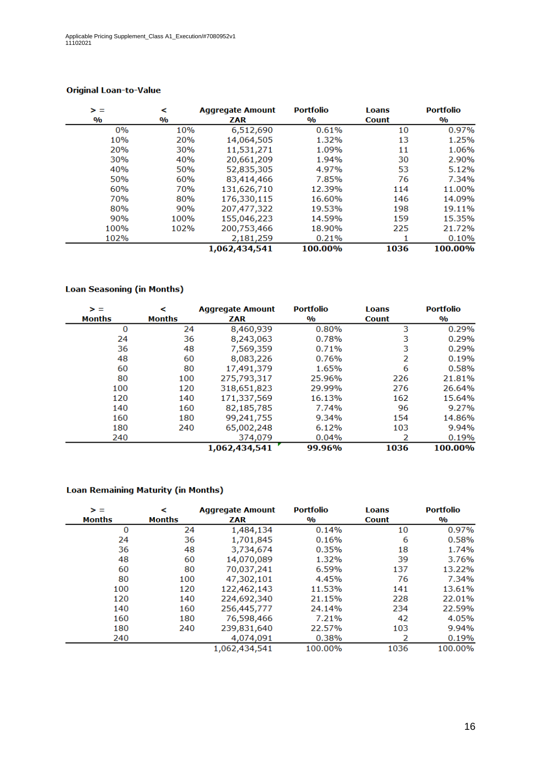Applicable Pricing Supplement_Class A1_Execution/#7080952v1
11102021

**Original Loan-to-Value**

| > = % | < % | Aggregate Amount ZAR | Portfolio % | Loans Count | Portfolio % |
|---|---|---|---|---|---|
| 0% | 10% | 6,512,690 | 0.61% | 10 | 0.97% |
| 10% | 20% | 14,064,505 | 1.32% | 13 | 1.25% |
| 20% | 30% | 11,531,271 | 1.09% | 11 | 1.06% |
| 30% | 40% | 20,661,209 | 1.94% | 30 | 2.90% |
| 40% | 50% | 52,835,305 | 4.97% | 53 | 5.12% |
| 50% | 60% | 83,414,466 | 7.85% | 76 | 7.34% |
| 60% | 70% | 131,626,710 | 12.39% | 114 | 11.00% |
| 70% | 80% | 176,330,115 | 16.60% | 146 | 14.09% |
| 80% | 90% | 207,477,322 | 19.53% | 198 | 19.11% |
| 90% | 100% | 155,046,223 | 14.59% | 159 | 15.35% |
| 100% | 102% | 200,753,466 | 18.90% | 225 | 21.72% |
| 102% | | 2,181,259 | 0.21% | 1 | 0.10% |
| | | **1,062,434,541** | **100.00%** | **1036** | **100.00%** |

**Loan Seasoning (in Months)**

| > = Months | < Months | Aggregate Amount ZAR | Portfolio % | Loans Count | Portfolio % |
|---|---|---|---|---|---|
| 0 | 24 | 8,460,939 | 0.80% | 3 | 0.29% |
| 24 | 36 | 8,243,063 | 0.78% | 3 | 0.29% |
| 36 | 48 | 7,569,359 | 0.71% | 3 | 0.29% |
| 48 | 60 | 8,083,226 | 0.76% | 2 | 0.19% |
| 60 | 80 | 17,491,379 | 1.65% | 6 | 0.58% |
| 80 | 100 | 275,793,317 | 25.96% | 226 | 21.81% |
| 100 | 120 | 318,651,823 | 29.99% | 276 | 26.64% |
| 120 | 140 | 171,337,569 | 16.13% | 162 | 15.64% |
| 140 | 160 | 82,185,785 | 7.74% | 96 | 9.27% |
| 160 | 180 | 99,241,755 | 9.34% | 154 | 14.86% |
| 180 | 240 | 65,002,248 | 6.12% | 103 | 9.94% |
| 240 | | 374,079 | 0.04% | 2 | 0.19% |
| | | **1,062,434,541** | **99.96%** | **1036** | **100.00%** |

**Loan Remaining Maturity (in Months)**

| > = Months | < Months | Aggregate Amount ZAR | Portfolio % | Loans Count | Portfolio % |
|---|---|---|---|---|---|
| 0 | 24 | 1,484,134 | 0.14% | 10 | 0.97% |
| 24 | 36 | 1,701,845 | 0.16% | 6 | 0.58% |
| 36 | 48 | 3,734,674 | 0.35% | 18 | 1.74% |
| 48 | 60 | 14,070,089 | 1.32% | 39 | 3.76% |
| 60 | 80 | 70,037,241 | 6.59% | 137 | 13.22% |
| 80 | 100 | 47,302,101 | 4.45% | 76 | 7.34% |
| 100 | 120 | 122,462,143 | 11.53% | 141 | 13.61% |
| 120 | 140 | 224,692,340 | 21.15% | 228 | 22.01% |
| 140 | 160 | 256,445,777 | 24.14% | 234 | 22.59% |
| 160 | 180 | 76,598,466 | 7.21% | 42 | 4.05% |
| 180 | 240 | 239,831,640 | 22.57% | 103 | 9.94% |
| 240 | | 4,074,091 | 0.38% | 2 | 0.19% |
| | | 1,062,434,541 | 100.00% | 1036 | 100.00% |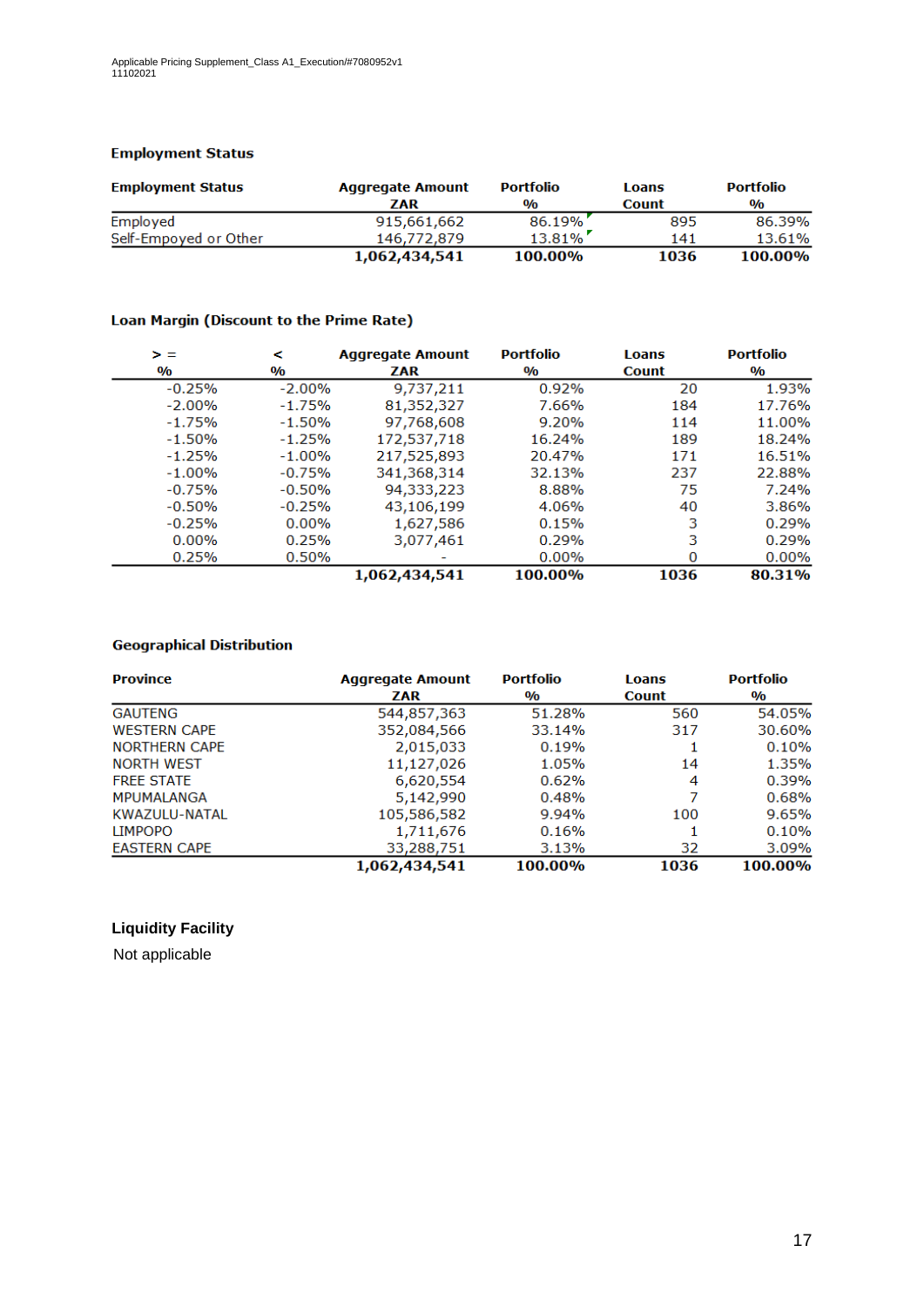### Employment Status

| Employment Status | Aggregate Amount ZAR | Portfolio % | Loans Count | Portfolio % |
|---|---|---|---|---|
| Employed | 915,661,662 | 86.19% | 895 | 86.39% |
| Self-Empoyed or Other | 146,772,879 | 13.81% | 141 | 13.61% |
| | **1,062,434,541** | **100.00%** | **1036** | **100.00%** |

### Loan Margin (Discount to the Prime Rate)

| > = % | < % | Aggregate Amount ZAR | Portfolio % | Loans Count | Portfolio % |
|---|---|---|---|---|---|
| -0.25% | -2.00% | 9,737,211 | 0.92% | 20 | 1.93% |
| -2.00% | -1.75% | 81,352,327 | 7.66% | 184 | 17.76% |
| -1.75% | -1.50% | 97,768,608 | 9.20% | 114 | 11.00% |
| -1.50% | -1.25% | 172,537,718 | 16.24% | 189 | 18.24% |
| -1.25% | -1.00% | 217,525,893 | 20.47% | 171 | 16.51% |
| -1.00% | -0.75% | 341,368,314 | 32.13% | 237 | 22.88% |
| -0.75% | -0.50% | 94,333,223 | 8.88% | 75 | 7.24% |
| -0.50% | -0.25% | 43,106,199 | 4.06% | 40 | 3.86% |
| -0.25% | 0.00% | 1,627,586 | 0.15% | 3 | 0.29% |
| 0.00% | 0.25% | 3,077,461 | 0.29% | 3 | 0.29% |
| 0.25% | 0.50% | - | 0.00% | 0 | 0.00% |
| | | **1,062,434,541** | **100.00%** | **1036** | **80.31%** |

### Geographical Distribution

| Province | Aggregate Amount ZAR | Portfolio % | Loans Count | Portfolio % |
|---|---|---|---|---|
| GAUTENG | 544,857,363 | 51.28% | 560 | 54.05% |
| WESTERN CAPE | 352,084,566 | 33.14% | 317 | 30.60% |
| NORTHERN CAPE | 2,015,033 | 0.19% | 1 | 0.10% |
| NORTH WEST | 11,127,026 | 1.05% | 14 | 1.35% |
| FREE STATE | 6,620,554 | 0.62% | 4 | 0.39% |
| MPUMALANGA | 5,142,990 | 0.48% | 7 | 0.68% |
| KWAZULU-NATAL | 105,586,582 | 9.94% | 100 | 9.65% |
| LIMPOPO | 1,711,676 | 0.16% | 1 | 0.10% |
| EASTERN CAPE | 33,288,751 | 3.13% | 32 | 3.09% |
| | **1,062,434,541** | **100.00%** | **1036** | **100.00%** |

### Liquidity Facility

Not applicable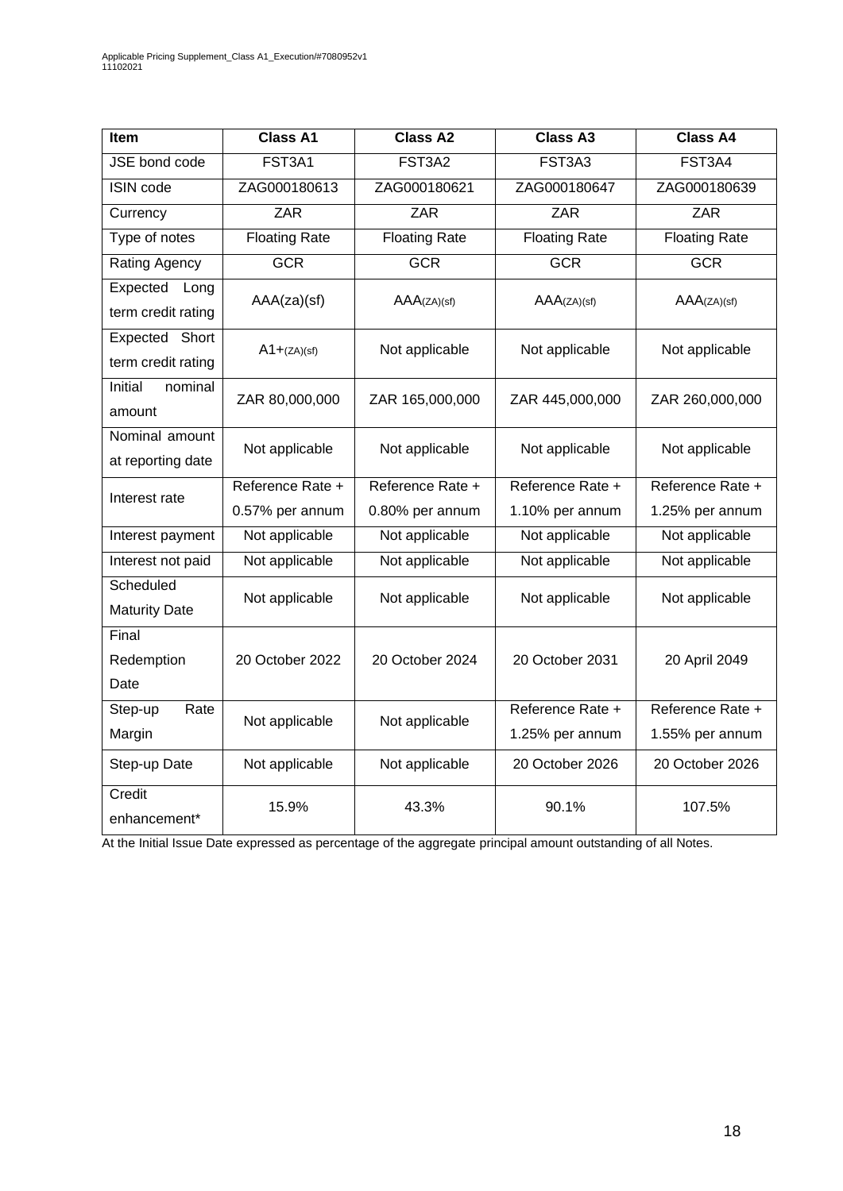| Item | Class A1 | Class A2 | Class A3 | Class A4 |
|---|---|---|---|---|
| JSE bond code | FST3A1 | FST3A2 | FST3A3 | FST3A4 |
| ISIN code | ZAG000180613 | ZAG000180621 | ZAG000180647 | ZAG000180639 |
| Currency | ZAR | ZAR | ZAR | ZAR |
| Type of notes | Floating Rate | Floating Rate | Floating Rate | Floating Rate |
| Rating Agency | GCR | GCR | GCR | GCR |
| Expected Long term credit rating | AAA(za)(sf) | AAA(ZA)(sf) | AAA(ZA)(sf) | AAA(ZA)(sf) |
| Expected Short term credit rating | A1+(ZA)(sf) | Not applicable | Not applicable | Not applicable |
| Initial nominal amount | ZAR 80,000,000 | ZAR 165,000,000 | ZAR 445,000,000 | ZAR 260,000,000 |
| Nominal amount at reporting date | Not applicable | Not applicable | Not applicable | Not applicable |
| Interest rate | Reference Rate + 0.57% per annum | Reference Rate + 0.80% per annum | Reference Rate + 1.10% per annum | Reference Rate + 1.25% per annum |
| Interest payment | Not applicable | Not applicable | Not applicable | Not applicable |
| Interest not paid | Not applicable | Not applicable | Not applicable | Not applicable |
| Scheduled Maturity Date | Not applicable | Not applicable | Not applicable | Not applicable |
| Final Redemption Date | 20 October 2022 | 20 October 2024 | 20 October 2031 | 20 April 2049 |
| Step-up Rate Margin | Not applicable | Not applicable | Reference Rate + 1.25% per annum | Reference Rate + 1.55% per annum |
| Step-up Date | Not applicable | Not applicable | 20 October 2026 | 20 October 2026 |
| Credit enhancement* | 15.9% | 43.3% | 90.1% | 107.5% |

At the Initial Issue Date expressed as percentage of the aggregate principal amount outstanding of all Notes.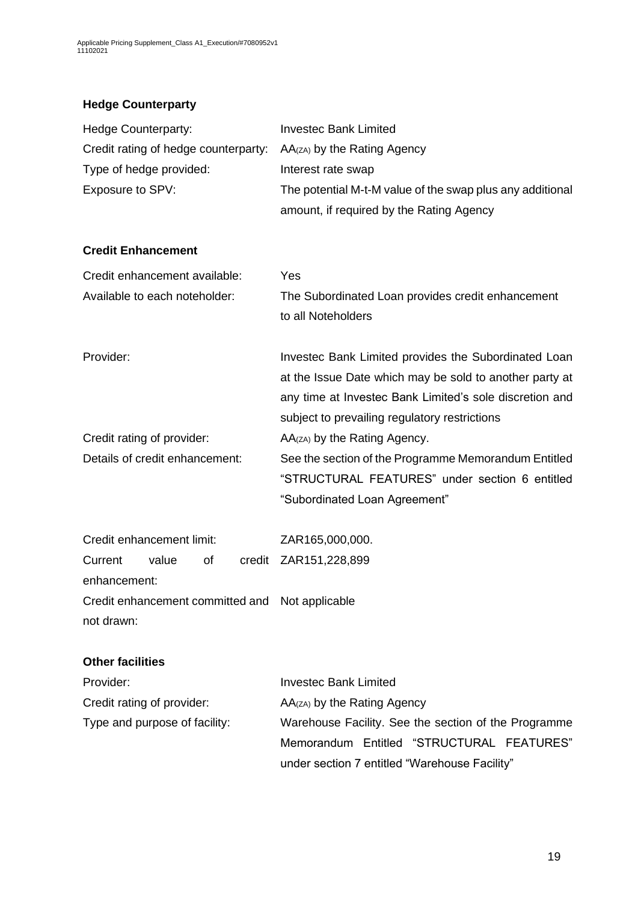**Hedge Counterparty**

| | |
|---|---|
| Hedge Counterparty: | Investec Bank Limited |
| Credit rating of hedge counterparty: | $AA_{(ZA)}$ by the Rating Agency |
| Type of hedge provided: | Interest rate swap |
| Exposure to SPV: | The potential M-t-M value of the swap plus any additional amount, if required by the Rating Agency |

**Credit Enhancement**

| | |
|---|---|
| Credit enhancement available: | Yes |
| Available to each noteholder: | The Subordinated Loan provides credit enhancement to all Noteholders |
| Provider: | Investec Bank Limited provides the Subordinated Loan at the Issue Date which may be sold to another party at any time at Investec Bank Limited's sole discretion and subject to prevailing regulatory restrictions |
| Credit rating of provider: | $AA_{(ZA)}$ by the Rating Agency. |
| Details of credit enhancement: | See the section of the Programme Memorandum Entitled "STRUCTURAL FEATURES" under section 6 entitled "Subordinated Loan Agreement" |
| Credit enhancement limit: | ZAR165,000,000. |
| Current value of credit enhancement: | ZAR151,228,899 |
| Credit enhancement committed and not drawn: | Not applicable |

**Other facilities**

| | |
|---|---|
| Provider: | Investec Bank Limited |
| Credit rating of provider: | $AA_{(ZA)}$ by the Rating Agency |
| Type and purpose of facility: | Warehouse Facility. See the section of the Programme Memorandum Entitled "STRUCTURAL FEATURES" under section 7 entitled "Warehouse Facility" |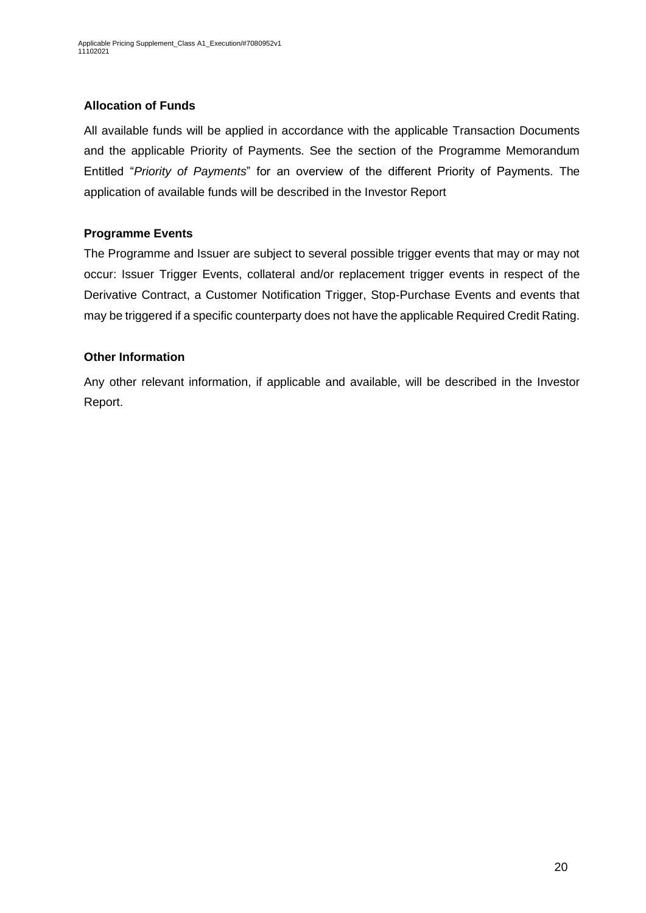**Allocation of Funds**

All available funds will be applied in accordance with the applicable Transaction Documents and the applicable Priority of Payments. See the section of the Programme Memorandum Entitled "*Priority of Payments*" for an overview of the different Priority of Payments. The application of available funds will be described in the Investor Report

**Programme Events**

The Programme and Issuer are subject to several possible trigger events that may or may not occur: Issuer Trigger Events, collateral and/or replacement trigger events in respect of the Derivative Contract, a Customer Notification Trigger, Stop-Purchase Events and events that may be triggered if a specific counterparty does not have the applicable Required Credit Rating.

**Other Information**

Any other relevant information, if applicable and available, will be described in the Investor Report.